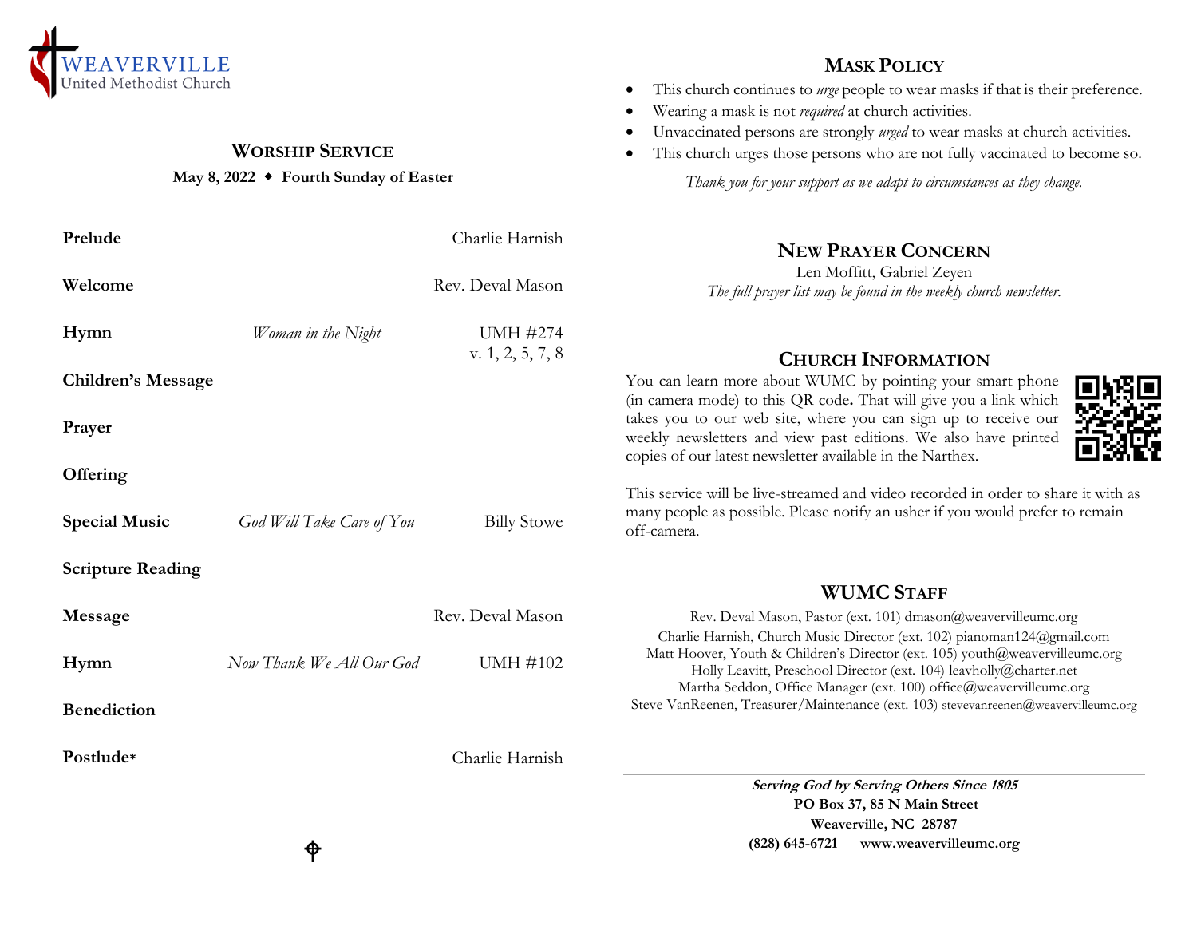WEAVERVILLE
United Methodist Church

## Worship Service

**May 8, 2022 ◆ Fourth Sunday of Easter**

| | | |
|---|---|---|
| **Prelude** | | Charlie Harnish |
| **Welcome** | | Rev. Deval Mason |
| **Hymn** | *Woman in the Night* | UMH #274 v. 1, 2, 5, 7, 8 |
| **Children's Message** | | |
| **Prayer** | | |
| **Offering** | | |
| **Special Music** | *God Will Take Care of You* | Billy Stowe |
| **Scripture Reading** | | |
| **Message** | | Rev. Deval Mason |
| **Hymn** | *Now Thank We All Our God* | UMH #102 |
| **Benediction** | | |
| **Postlude*** | | Charlie Harnish |

## Mask Policy

- This church continues to *urge* people to wear masks if that is their preference.
- Wearing a mask is not *required* at church activities.
- Unvaccinated persons are strongly *urged* to wear masks at church activities.
- This church urges those persons who are not fully vaccinated to become so.

*Thank you for your support as we adapt to circumstances as they change.*

## New Prayer Concern

Len Moffitt, Gabriel Zeyen

*The full prayer list may be found in the weekly church newsletter.*

## Church Information

You can learn more about WUMC by pointing your smart phone (in camera mode) to this QR code. That will give you a link which takes you to our web site, where you can sign up to receive our weekly newsletters and view past editions. We also have printed copies of our latest newsletter available in the Narthex.

This service will be live-streamed and video recorded in order to share it with as many people as possible. Please notify an usher if you would prefer to remain off-camera.

## WUMC Staff

Rev. Deval Mason, Pastor (ext. 101) dmason@weavervilleumc.org
Charlie Harnish, Church Music Director (ext. 102) pianoman124@gmail.com
Matt Hoover, Youth & Children's Director (ext. 105) youth@weavervilleumc.org
Holly Leavitt, Preschool Director (ext. 104) leavholly@charter.net
Martha Seddon, Office Manager (ext. 100) office@weavervilleumc.org
Steve VanReenen, Treasurer/Maintenance (ext. 103) stevevanreenen@weavervilleumc.org

***Serving God by Serving Others Since 1805***
**PO Box 37, 85 N Main Street**
**Weaverville, NC 28787**
**(828) 645-6721 www.weavervilleumc.org**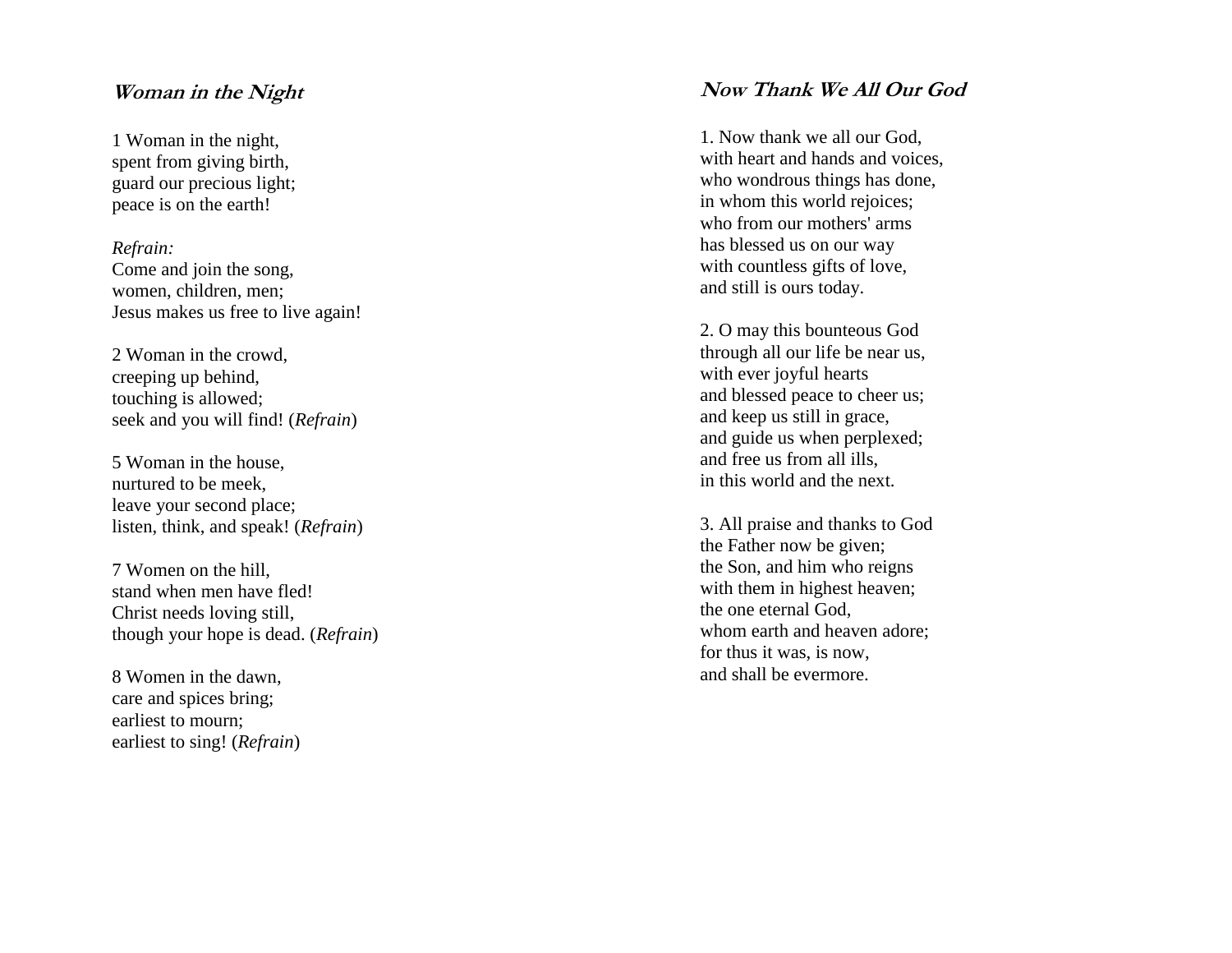## *Woman in the Night*

1 Woman in the night,
spent from giving birth,
guard our precious light;
peace is on the earth!

*Refrain:*
Come and join the song,
women, children, men;
Jesus makes us free to live again!

2 Woman in the crowd,
creeping up behind,
touching is allowed;
seek and you will find! (*Refrain*)

5 Woman in the house,
nurtured to be meek,
leave your second place;
listen, think, and speak! (*Refrain*)

7 Women on the hill,
stand when men have fled!
Christ needs loving still,
though your hope is dead. (*Refrain*)

8 Women in the dawn,
care and spices bring;
earliest to mourn;
earliest to sing! (*Refrain*)

## *Now Thank We All Our God*

1. Now thank we all our God,
with heart and hands and voices,
who wondrous things has done,
in whom this world rejoices;
who from our mothers' arms
has blessed us on our way
with countless gifts of love,
and still is ours today.

2. O may this bounteous God
through all our life be near us,
with ever joyful hearts
and blessed peace to cheer us;
and keep us still in grace,
and guide us when perplexed;
and free us from all ills,
in this world and the next.

3. All praise and thanks to God
the Father now be given;
the Son, and him who reigns
with them in highest heaven;
the one eternal God,
whom earth and heaven adore;
for thus it was, is now,
and shall be evermore.